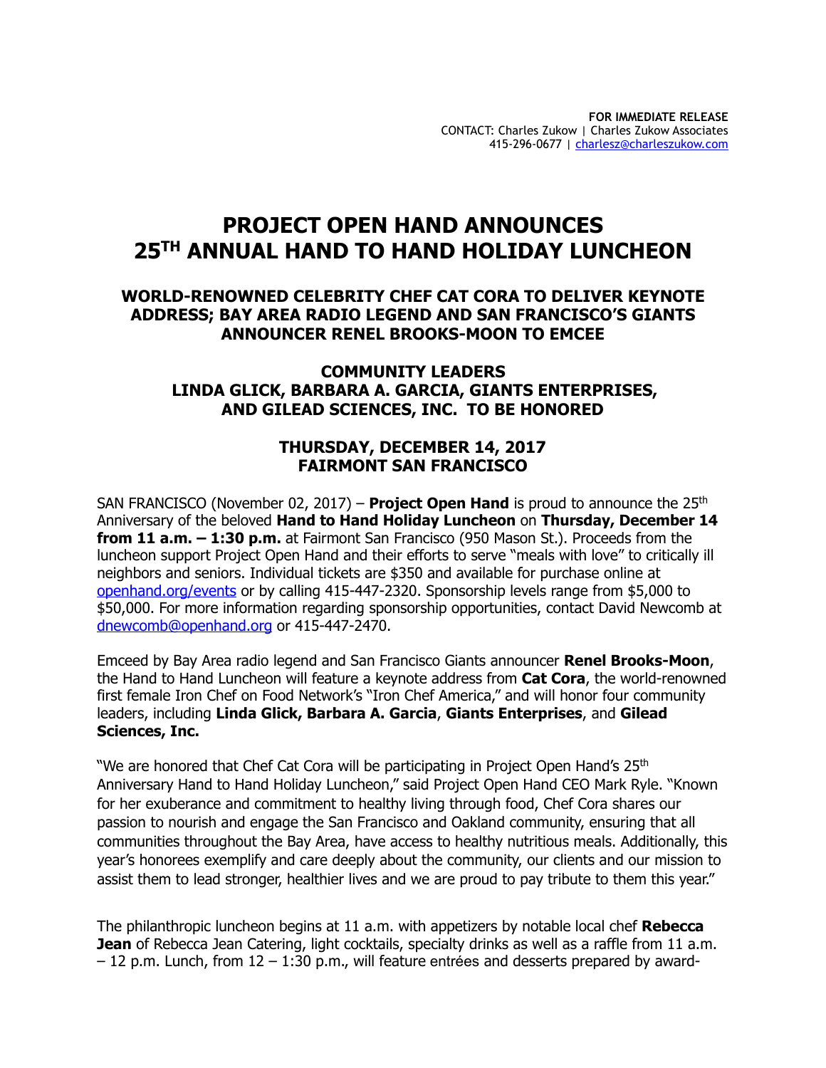**FOR IMMEDIATE RELEASE**
CONTACT: Charles Zukow | Charles Zukow Associates
415-296-0677 | charlesz@charleszukow.com

# PROJECT OPEN HAND ANNOUNCES 25TH ANNUAL HAND TO HAND HOLIDAY LUNCHEON

## WORLD-RENOWNED CELEBRITY CHEF CAT CORA TO DELIVER KEYNOTE ADDRESS; BAY AREA RADIO LEGEND AND SAN FRANCISCO'S GIANTS ANNOUNCER RENEL BROOKS-MOON TO EMCEE

## COMMUNITY LEADERS LINDA GLICK, BARBARA A. GARCIA, GIANTS ENTERPRISES, AND GILEAD SCIENCES, INC. TO BE HONORED

## THURSDAY, DECEMBER 14, 2017 FAIRMONT SAN FRANCISCO

SAN FRANCISCO (November 02, 2017) – **Project Open Hand** is proud to announce the 25th Anniversary of the beloved **Hand to Hand Holiday Luncheon** on **Thursday, December 14 from 11 a.m. – 1:30 p.m.** at Fairmont San Francisco (950 Mason St.). Proceeds from the luncheon support Project Open Hand and their efforts to serve "meals with love" to critically ill neighbors and seniors. Individual tickets are $350 and available for purchase online at openhand.org/events or by calling 415-447-2320. Sponsorship levels range from $5,000 to $50,000. For more information regarding sponsorship opportunities, contact David Newcomb at dnewcomb@openhand.org or 415-447-2470.

Emceed by Bay Area radio legend and San Francisco Giants announcer **Renel Brooks-Moon**, the Hand to Hand Luncheon will feature a keynote address from **Cat Cora**, the world-renowned first female Iron Chef on Food Network's "Iron Chef America," and will honor four community leaders, including **Linda Glick, Barbara A. Garcia**, **Giants Enterprises**, and **Gilead Sciences, Inc.**

"We are honored that Chef Cat Cora will be participating in Project Open Hand's 25th Anniversary Hand to Hand Holiday Luncheon," said Project Open Hand CEO Mark Ryle. "Known for her exuberance and commitment to healthy living through food, Chef Cora shares our passion to nourish and engage the San Francisco and Oakland community, ensuring that all communities throughout the Bay Area, have access to healthy nutritious meals. Additionally, this year's honorees exemplify and care deeply about the community, our clients and our mission to assist them to lead stronger, healthier lives and we are proud to pay tribute to them this year."

The philanthropic luncheon begins at 11 a.m. with appetizers by notable local chef **Rebecca Jean** of Rebecca Jean Catering, light cocktails, specialty drinks as well as a raffle from 11 a.m. – 12 p.m. Lunch, from 12 – 1:30 p.m., will feature entrées and desserts prepared by award-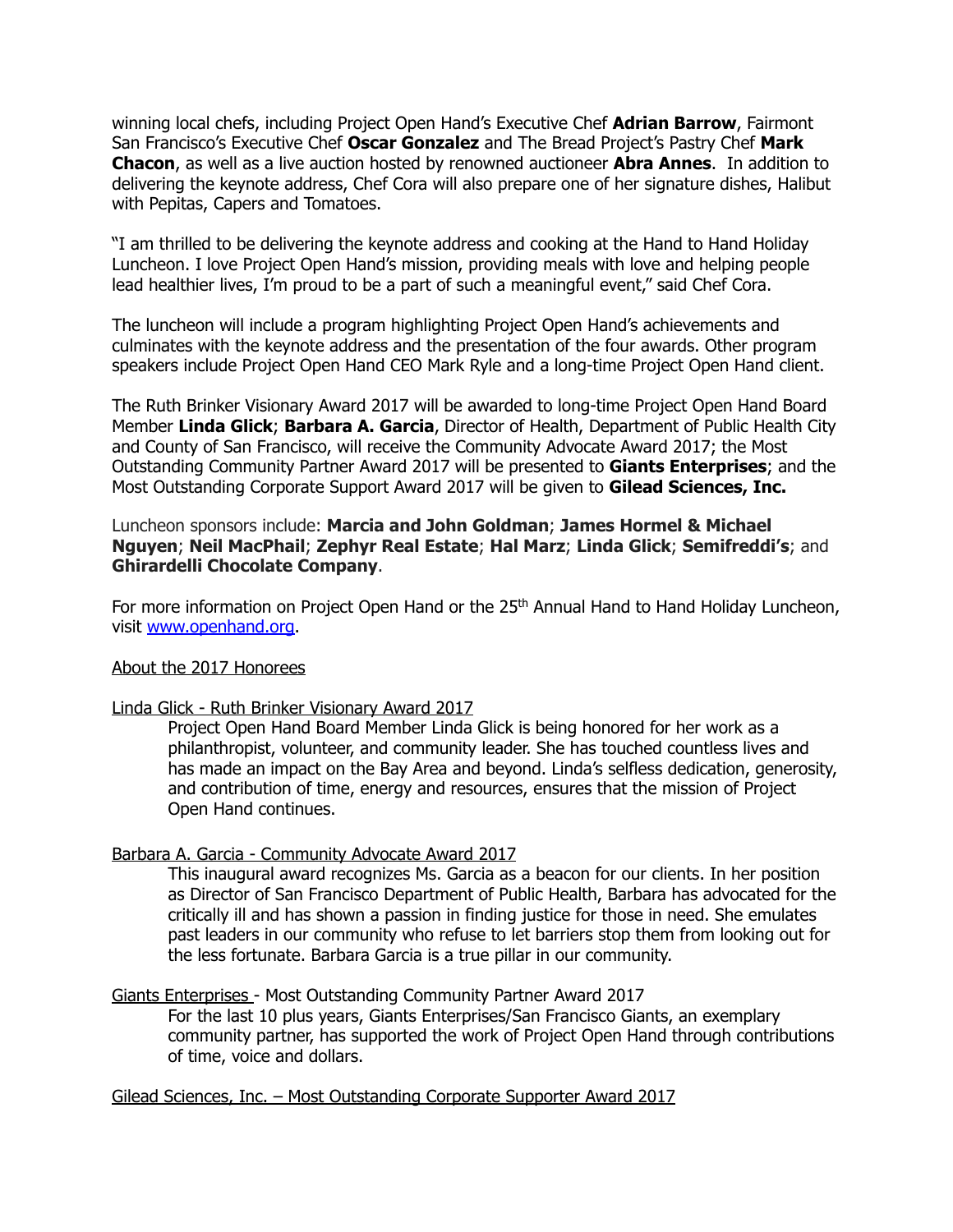winning local chefs, including Project Open Hand's Executive Chef **Adrian Barrow**, Fairmont San Francisco's Executive Chef **Oscar Gonzalez** and The Bread Project's Pastry Chef **Mark Chacon**, as well as a live auction hosted by renowned auctioneer **Abra Annes**. In addition to delivering the keynote address, Chef Cora will also prepare one of her signature dishes, Halibut with Pepitas, Capers and Tomatoes.

"I am thrilled to be delivering the keynote address and cooking at the Hand to Hand Holiday Luncheon. I love Project Open Hand's mission, providing meals with love and helping people lead healthier lives, I'm proud to be a part of such a meaningful event," said Chef Cora.

The luncheon will include a program highlighting Project Open Hand's achievements and culminates with the keynote address and the presentation of the four awards. Other program speakers include Project Open Hand CEO Mark Ryle and a long-time Project Open Hand client.

The Ruth Brinker Visionary Award 2017 will be awarded to long-time Project Open Hand Board Member **Linda Glick**; **Barbara A. Garcia**, Director of Health, Department of Public Health City and County of San Francisco, will receive the Community Advocate Award 2017; the Most Outstanding Community Partner Award 2017 will be presented to **Giants Enterprises**; and the Most Outstanding Corporate Support Award 2017 will be given to **Gilead Sciences, Inc.**

Luncheon sponsors include: **Marcia and John Goldman**; **James Hormel & Michael Nguyen**; **Neil MacPhail**; **Zephyr Real Estate**; **Hal Marz**; **Linda Glick**; **Semifreddi's**; and **Ghirardelli Chocolate Company**.

For more information on Project Open Hand or the 25th Annual Hand to Hand Holiday Luncheon, visit [www.openhand.org](http://www.openhand.org).

About the 2017 Honorees

Linda Glick - Ruth Brinker Visionary Award 2017

Project Open Hand Board Member Linda Glick is being honored for her work as a philanthropist, volunteer, and community leader. She has touched countless lives and has made an impact on the Bay Area and beyond. Linda's selfless dedication, generosity, and contribution of time, energy and resources, ensures that the mission of Project Open Hand continues.

Barbara A. Garcia - Community Advocate Award 2017

This inaugural award recognizes Ms. Garcia as a beacon for our clients. In her position as Director of San Francisco Department of Public Health, Barbara has advocated for the critically ill and has shown a passion in finding justice for those in need. She emulates past leaders in our community who refuse to let barriers stop them from looking out for the less fortunate. Barbara Garcia is a true pillar in our community.

Giants Enterprises - Most Outstanding Community Partner Award 2017

For the last 10 plus years, Giants Enterprises/San Francisco Giants, an exemplary community partner, has supported the work of Project Open Hand through contributions of time, voice and dollars.

Gilead Sciences, Inc. – Most Outstanding Corporate Supporter Award 2017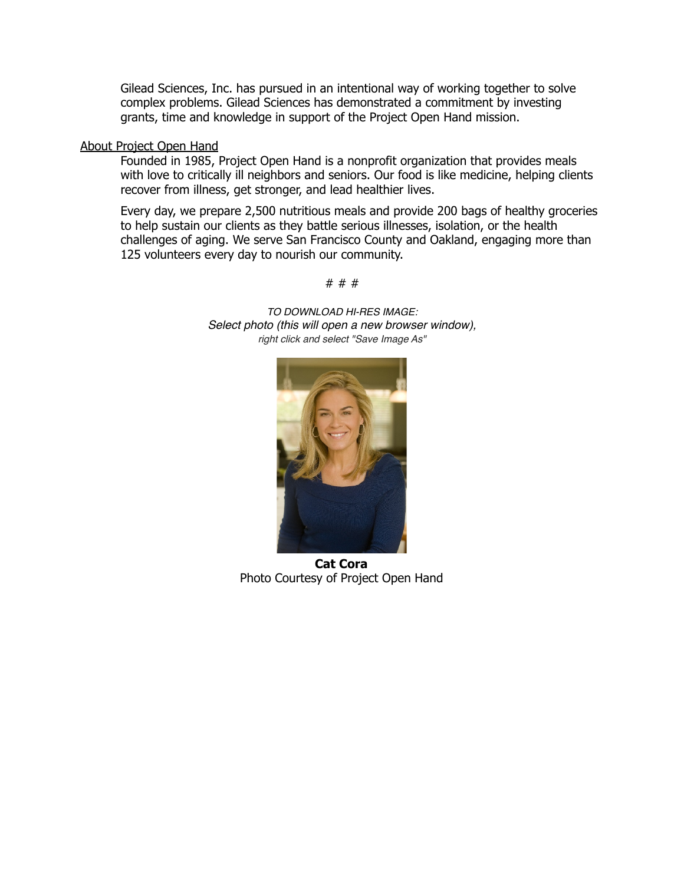Gilead Sciences, Inc. has pursued in an intentional way of working together to solve complex problems. Gilead Sciences has demonstrated a commitment by investing grants, time and knowledge in support of the Project Open Hand mission.

About Project Open Hand

Founded in 1985, Project Open Hand is a nonprofit organization that provides meals with love to critically ill neighbors and seniors. Our food is like medicine, helping clients recover from illness, get stronger, and lead healthier lives.

Every day, we prepare 2,500 nutritious meals and provide 200 bags of healthy groceries to help sustain our clients as they battle serious illnesses, isolation, or the health challenges of aging. We serve San Francisco County and Oakland, engaging more than 125 volunteers every day to nourish our community.

# # #

*TO DOWNLOAD HI-RES IMAGE:*
*Select photo (this will open a new browser window),*
*right click and select "Save Image As"*

**Cat Cora**
Photo Courtesy of Project Open Hand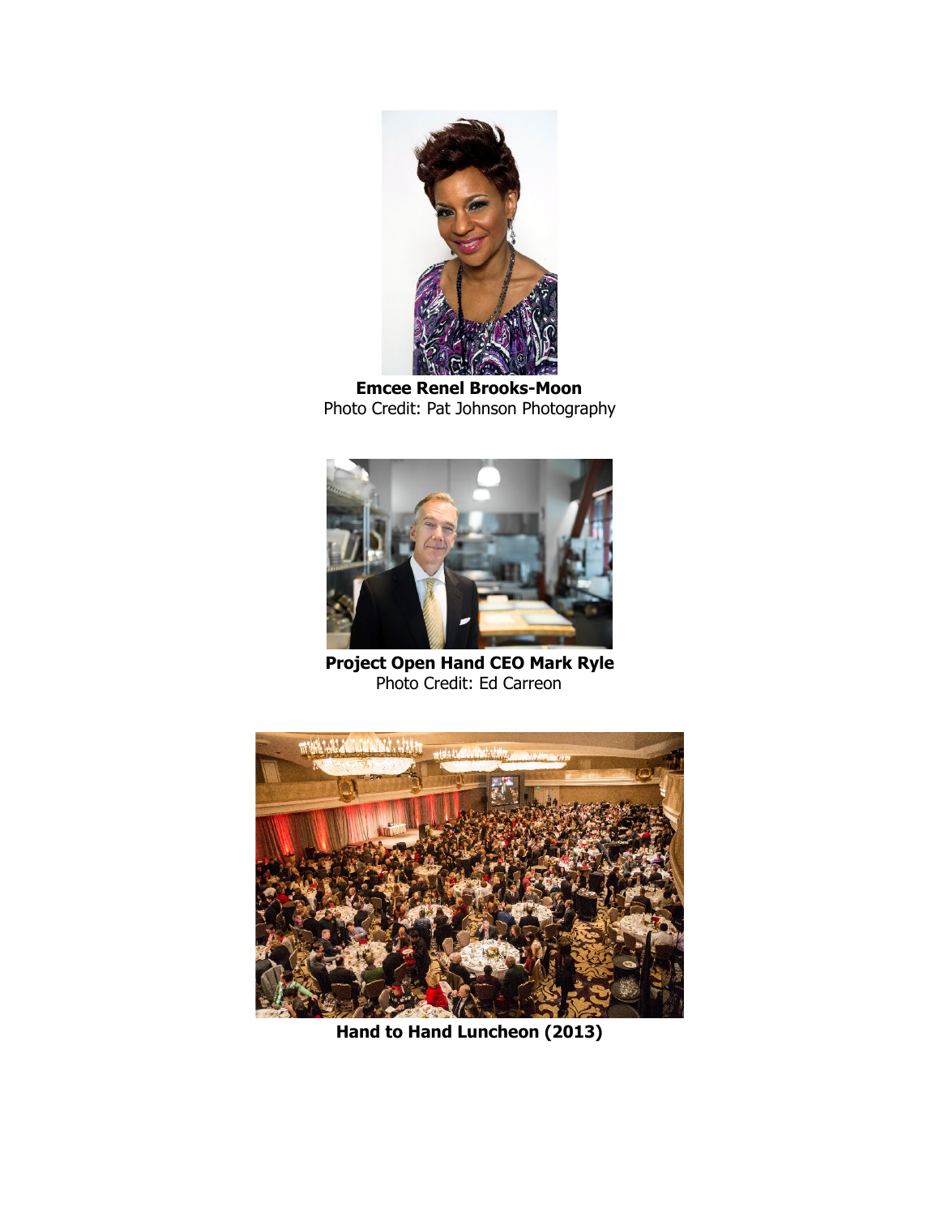**Emcee Renel Brooks-Moon**
Photo Credit: Pat Johnson Photography

**Project Open Hand CEO Mark Ryle**
Photo Credit: Ed Carreon

**Hand to Hand Luncheon (2013)**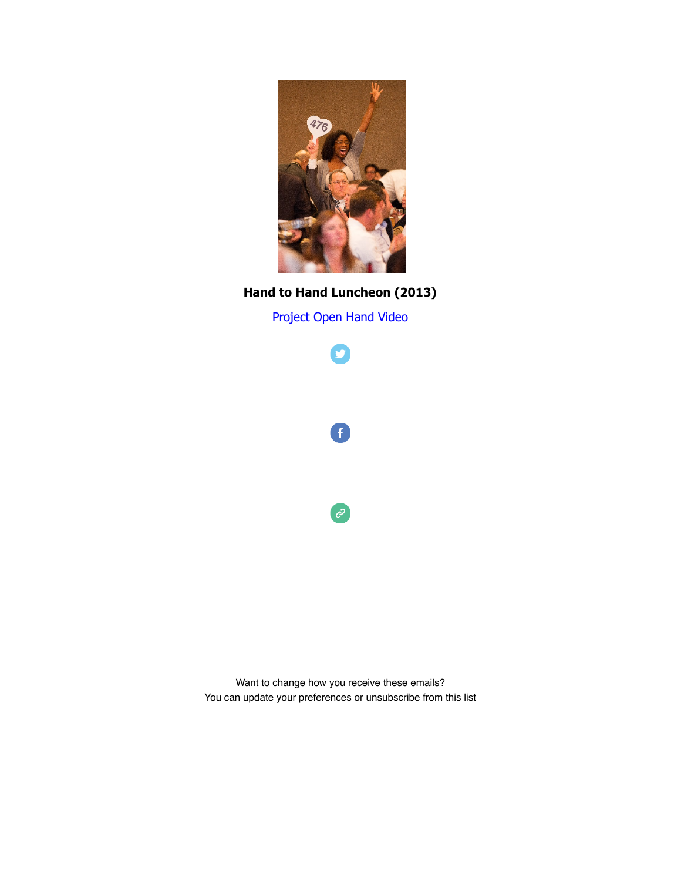**Hand to Hand Luncheon (2013)**

[Project Open Hand Video]

Want to change how you receive these emails?
You can update your preferences or unsubscribe from this list